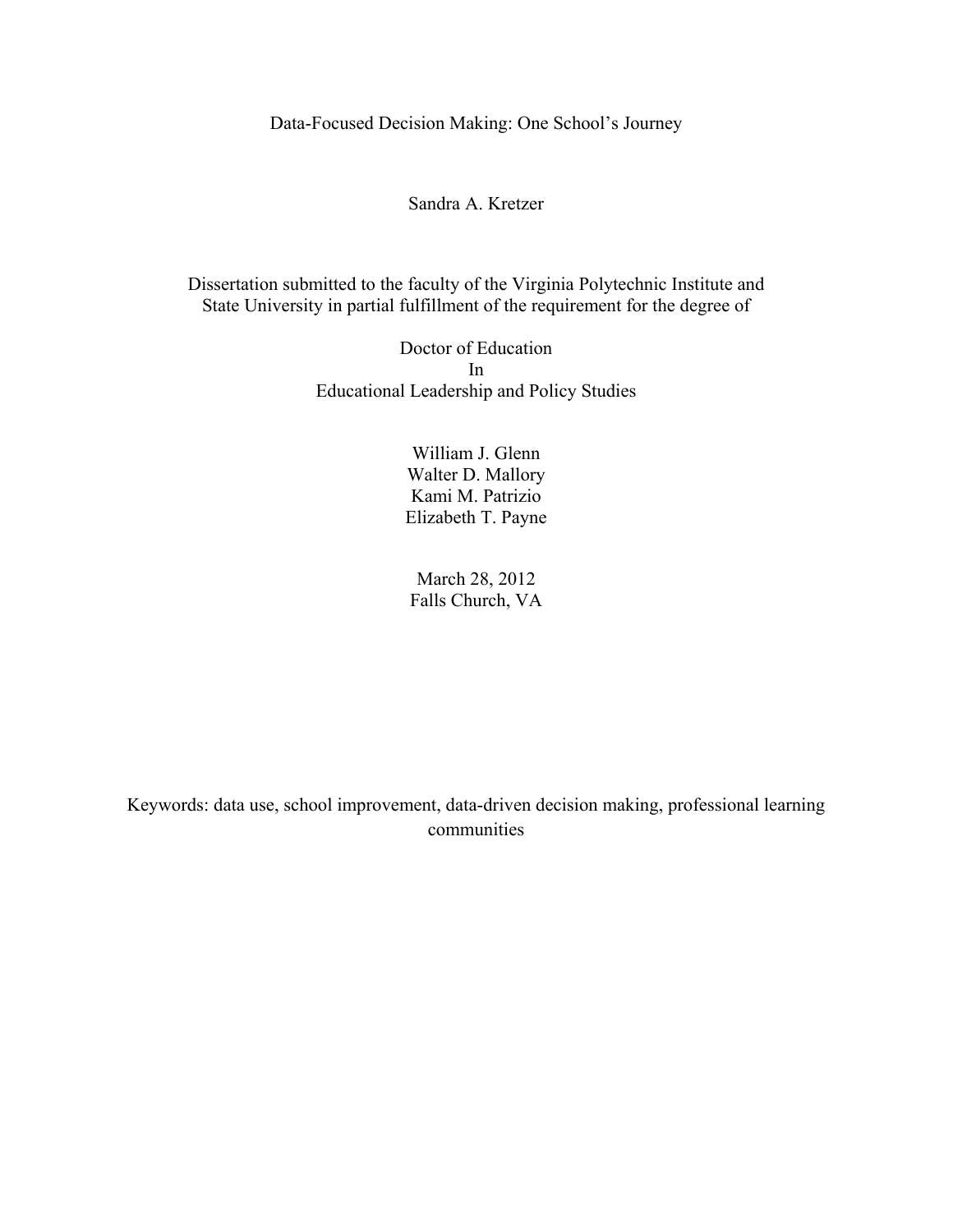# Data-Focused Decision Making: One School's Journey

Sandra A. Kretzer

Dissertation submitted to the faculty of the Virginia Polytechnic Institute and State University in partial fulfillment of the requirement for the degree of

Doctor of Education
In
Educational Leadership and Policy Studies

William J. Glenn
Walter D. Mallory
Kami M. Patrizio
Elizabeth T. Payne

March 28, 2012
Falls Church, VA

Keywords: data use, school improvement, data-driven decision making, professional learning communities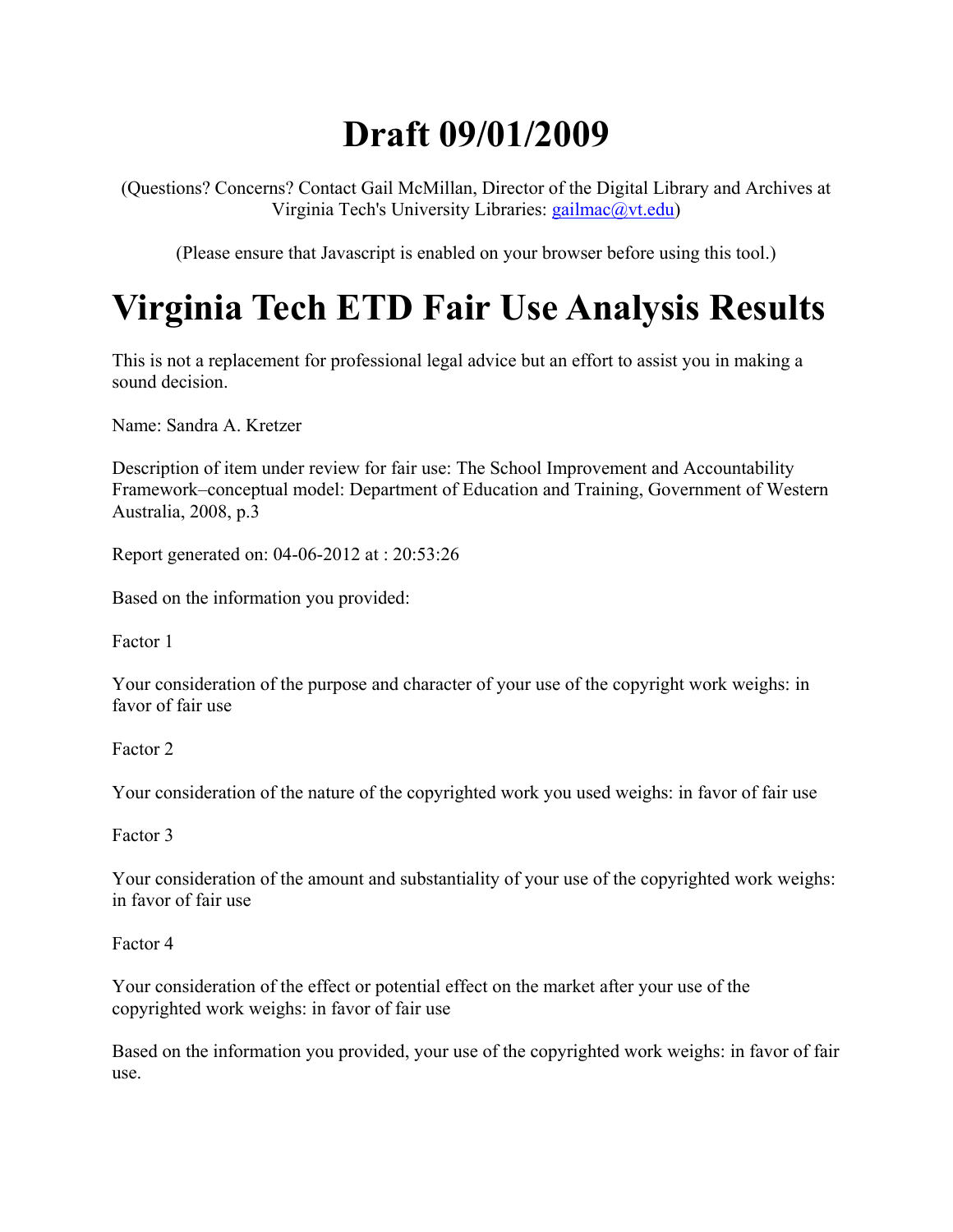# Draft 09/01/2009

(Questions? Concerns? Contact Gail McMillan, Director of the Digital Library and Archives at Virginia Tech's University Libraries: gailmac@vt.edu)

(Please ensure that Javascript is enabled on your browser before using this tool.)

# Virginia Tech ETD Fair Use Analysis Results

This is not a replacement for professional legal advice but an effort to assist you in making a sound decision.

Name: Sandra A. Kretzer

Description of item under review for fair use: The School Improvement and Accountability Framework–conceptual model: Department of Education and Training, Government of Western Australia, 2008, p.3

Report generated on: 04-06-2012 at : 20:53:26

Based on the information you provided:

Factor 1

Your consideration of the purpose and character of your use of the copyright work weighs: in favor of fair use

Factor 2

Your consideration of the nature of the copyrighted work you used weighs: in favor of fair use

Factor 3

Your consideration of the amount and substantiality of your use of the copyrighted work weighs: in favor of fair use

Factor 4

Your consideration of the effect or potential effect on the market after your use of the copyrighted work weighs: in favor of fair use

Based on the information you provided, your use of the copyrighted work weighs: in favor of fair use.